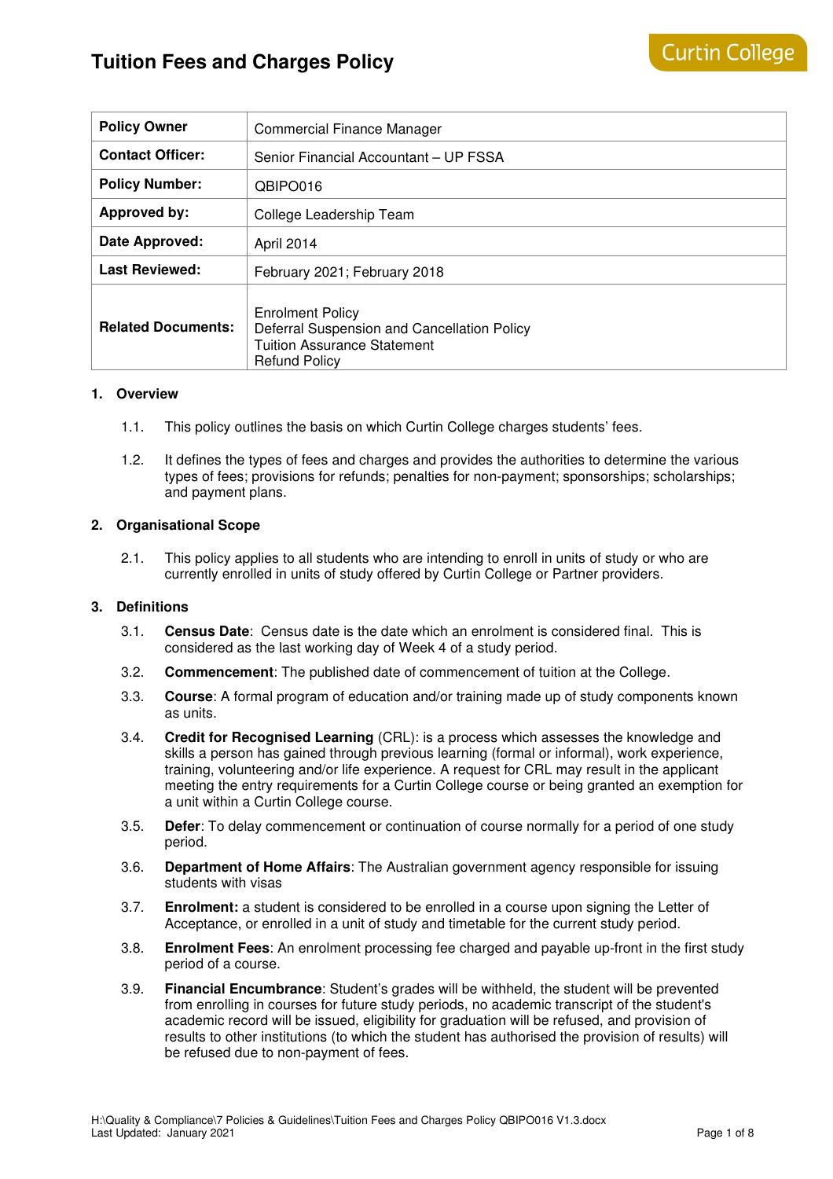# Tuition Fees and Charges Policy

| | |
|---|---|
| **Policy Owner** | Commercial Finance Manager |
| **Contact Officer:** | Senior Financial Accountant – UP FSSA |
| **Policy Number:** | QBIPO016 |
| **Approved by:** | College Leadership Team |
| **Date Approved:** | April 2014 |
| **Last Reviewed:** | February 2021; February 2018 |
| **Related Documents:** | Enrolment Policy<br>Deferral Suspension and Cancellation Policy<br>Tuition Assurance Statement<br>Refund Policy |

## 1. Overview

1.1. This policy outlines the basis on which Curtin College charges students' fees.

1.2. It defines the types of fees and charges and provides the authorities to determine the various types of fees; provisions for refunds; penalties for non-payment; sponsorships; scholarships; and payment plans.

## 2. Organisational Scope

2.1. This policy applies to all students who are intending to enroll in units of study or who are currently enrolled in units of study offered by Curtin College or Partner providers.

## 3. Definitions

3.1. **Census Date**: Census date is the date which an enrolment is considered final. This is considered as the last working day of Week 4 of a study period.

3.2. **Commencement**: The published date of commencement of tuition at the College.

3.3. **Course**: A formal program of education and/or training made up of study components known as units.

3.4. **Credit for Recognised Learning** (CRL): is a process which assesses the knowledge and skills a person has gained through previous learning (formal or informal), work experience, training, volunteering and/or life experience. A request for CRL may result in the applicant meeting the entry requirements for a Curtin College course or being granted an exemption for a unit within a Curtin College course.

3.5. **Defer**: To delay commencement or continuation of course normally for a period of one study period.

3.6. **Department of Home Affairs**: The Australian government agency responsible for issuing students with visas

3.7. **Enrolment:** a student is considered to be enrolled in a course upon signing the Letter of Acceptance, or enrolled in a unit of study and timetable for the current study period.

3.8. **Enrolment Fees**: An enrolment processing fee charged and payable up-front in the first study period of a course.

3.9. **Financial Encumbrance**: Student's grades will be withheld, the student will be prevented from enrolling in courses for future study periods, no academic transcript of the student's academic record will be issued, eligibility for graduation will be refused, and provision of results to other institutions (to which the student has authorised the provision of results) will be refused due to non-payment of fees.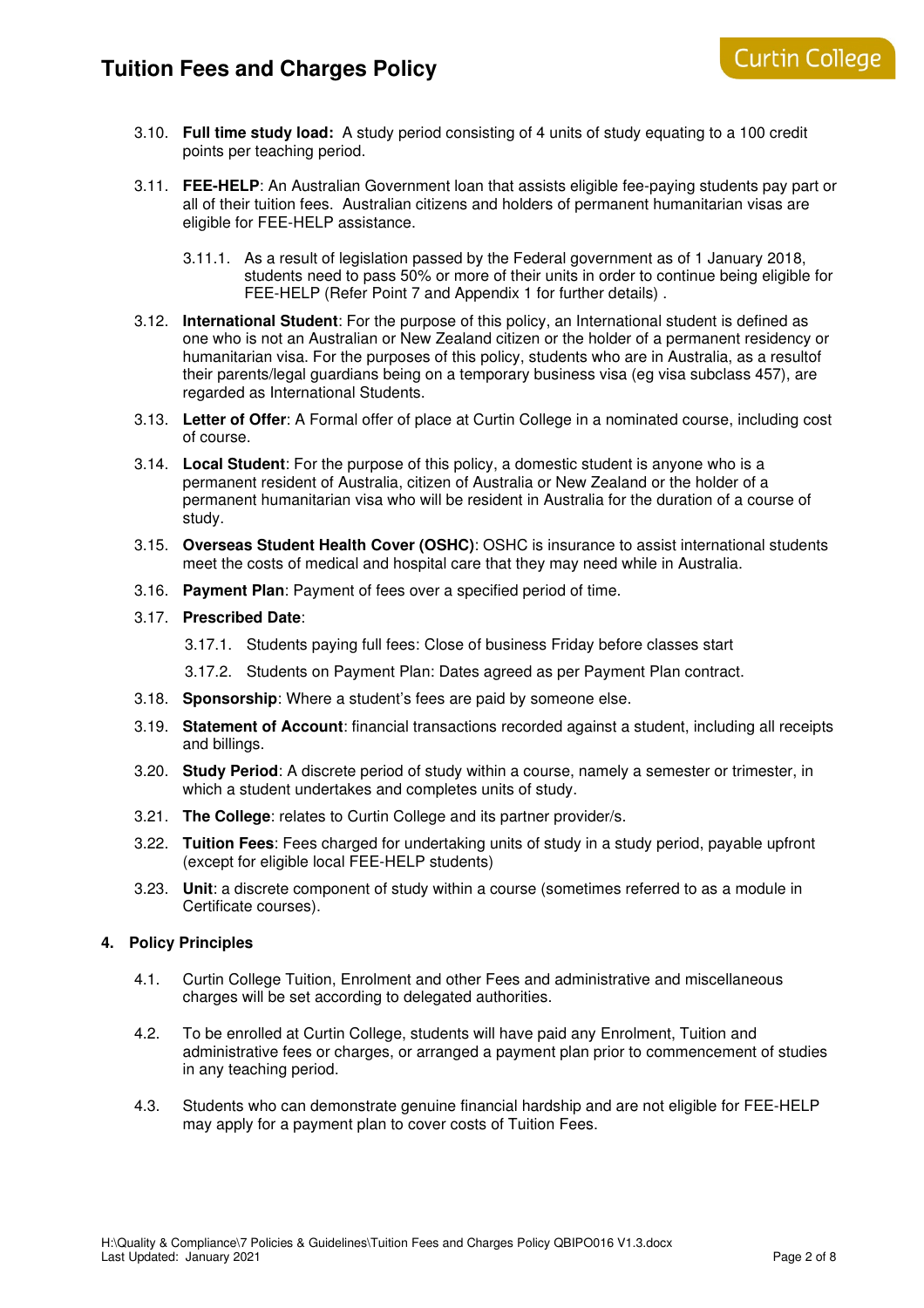3.10. **Full time study load:** A study period consisting of 4 units of study equating to a 100 credit points per teaching period.

3.11. **FEE-HELP**: An Australian Government loan that assists eligible fee-paying students pay part or all of their tuition fees. Australian citizens and holders of permanent humanitarian visas are eligible for FEE-HELP assistance.

3.11.1. As a result of legislation passed by the Federal government as of 1 January 2018, students need to pass 50% or more of their units in order to continue being eligible for FEE-HELP (Refer Point 7 and Appendix 1 for further details) .

3.12. **International Student**: For the purpose of this policy, an International student is defined as one who is not an Australian or New Zealand citizen or the holder of a permanent residency or humanitarian visa. For the purposes of this policy, students who are in Australia, as a resultof their parents/legal guardians being on a temporary business visa (eg visa subclass 457), are regarded as International Students.

3.13. **Letter of Offer**: A Formal offer of place at Curtin College in a nominated course, including cost of course.

3.14. **Local Student**: For the purpose of this policy, a domestic student is anyone who is a permanent resident of Australia, citizen of Australia or New Zealand or the holder of a permanent humanitarian visa who will be resident in Australia for the duration of a course of study.

3.15. **Overseas Student Health Cover (OSHC)**: OSHC is insurance to assist international students meet the costs of medical and hospital care that they may need while in Australia.

3.16. **Payment Plan**: Payment of fees over a specified period of time.

3.17. **Prescribed Date**:

3.17.1. Students paying full fees: Close of business Friday before classes start

3.17.2. Students on Payment Plan: Dates agreed as per Payment Plan contract.

3.18. **Sponsorship**: Where a student's fees are paid by someone else.

3.19. **Statement of Account**: financial transactions recorded against a student, including all receipts and billings.

3.20. **Study Period**: A discrete period of study within a course, namely a semester or trimester, in which a student undertakes and completes units of study.

3.21. **The College**: relates to Curtin College and its partner provider/s.

3.22. **Tuition Fees**: Fees charged for undertaking units of study in a study period, payable upfront (except for eligible local FEE-HELP students)

3.23. **Unit**: a discrete component of study within a course (sometimes referred to as a module in Certificate courses).

## 4. Policy Principles

4.1. Curtin College Tuition, Enrolment and other Fees and administrative and miscellaneous charges will be set according to delegated authorities.

4.2. To be enrolled at Curtin College, students will have paid any Enrolment, Tuition and administrative fees or charges, or arranged a payment plan prior to commencement of studies in any teaching period.

4.3. Students who can demonstrate genuine financial hardship and are not eligible for FEE-HELP may apply for a payment plan to cover costs of Tuition Fees.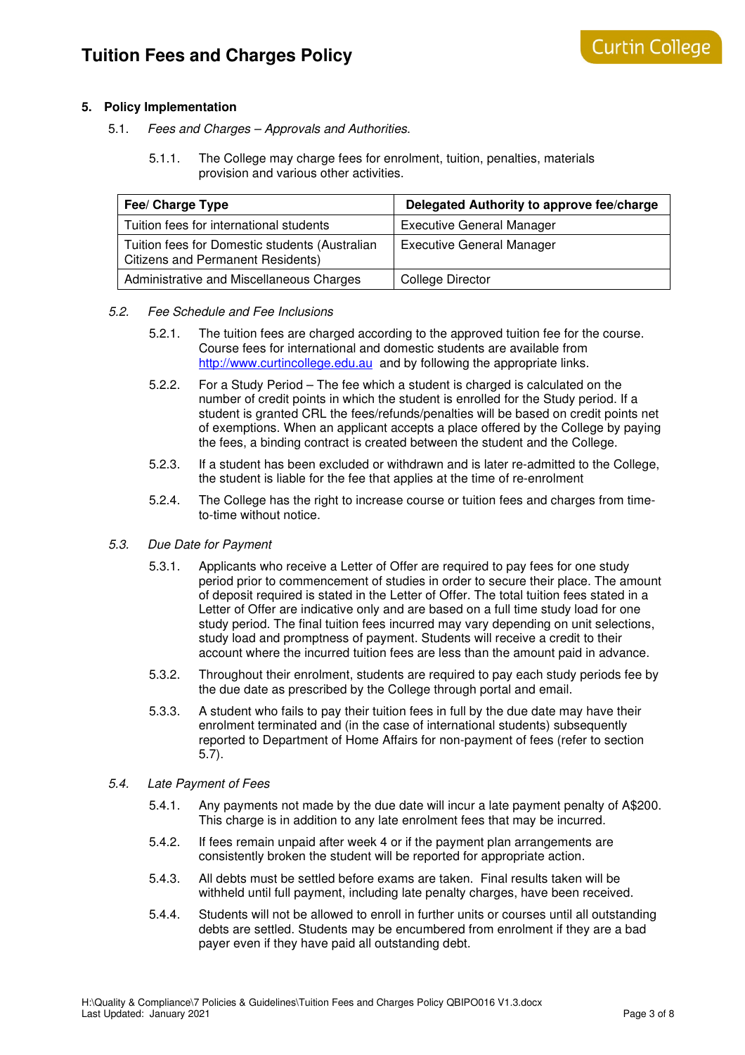## 5. Policy Implementation

5.1. *Fees and Charges – Approvals and Authorities.*

5.1.1. The College may charge fees for enrolment, tuition, penalties, materials provision and various other activities.

| Fee/ Charge Type | Delegated Authority to approve fee/charge |
|---|---|
| Tuition fees for international students | Executive General Manager |
| Tuition fees for Domestic students (Australian Citizens and Permanent Residents) | Executive General Manager |
| Administrative and Miscellaneous Charges | College Director |

*5.2. Fee Schedule and Fee Inclusions*

5.2.1. The tuition fees are charged according to the approved tuition fee for the course. Course fees for international and domestic students are available from [http://www.curtincollege.edu.au](http://www.curtincollege.edu.au) and by following the appropriate links.

5.2.2. For a Study Period – The fee which a student is charged is calculated on the number of credit points in which the student is enrolled for the Study period. If a student is granted CRL the fees/refunds/penalties will be based on credit points net of exemptions. When an applicant accepts a place offered by the College by paying the fees, a binding contract is created between the student and the College.

5.2.3. If a student has been excluded or withdrawn and is later re-admitted to the College, the student is liable for the fee that applies at the time of re-enrolment

5.2.4. The College has the right to increase course or tuition fees and charges from time-to-time without notice.

*5.3. Due Date for Payment*

5.3.1. Applicants who receive a Letter of Offer are required to pay fees for one study period prior to commencement of studies in order to secure their place. The amount of deposit required is stated in the Letter of Offer. The total tuition fees stated in a Letter of Offer are indicative only and are based on a full time study load for one study period. The final tuition fees incurred may vary depending on unit selections, study load and promptness of payment. Students will receive a credit to their account where the incurred tuition fees are less than the amount paid in advance.

5.3.2. Throughout their enrolment, students are required to pay each study periods fee by the due date as prescribed by the College through portal and email.

5.3.3. A student who fails to pay their tuition fees in full by the due date may have their enrolment terminated and (in the case of international students) subsequently reported to Department of Home Affairs for non-payment of fees (refer to section 5.7).

*5.4. Late Payment of Fees*

5.4.1. Any payments not made by the due date will incur a late payment penalty of A$200. This charge is in addition to any late enrolment fees that may be incurred.

5.4.2. If fees remain unpaid after week 4 or if the payment plan arrangements are consistently broken the student will be reported for appropriate action.

5.4.3. All debts must be settled before exams are taken. Final results taken will be withheld until full payment, including late penalty charges, have been received.

5.4.4. Students will not be allowed to enroll in further units or courses until all outstanding debts are settled. Students may be encumbered from enrolment if they are a bad payer even if they have paid all outstanding debt.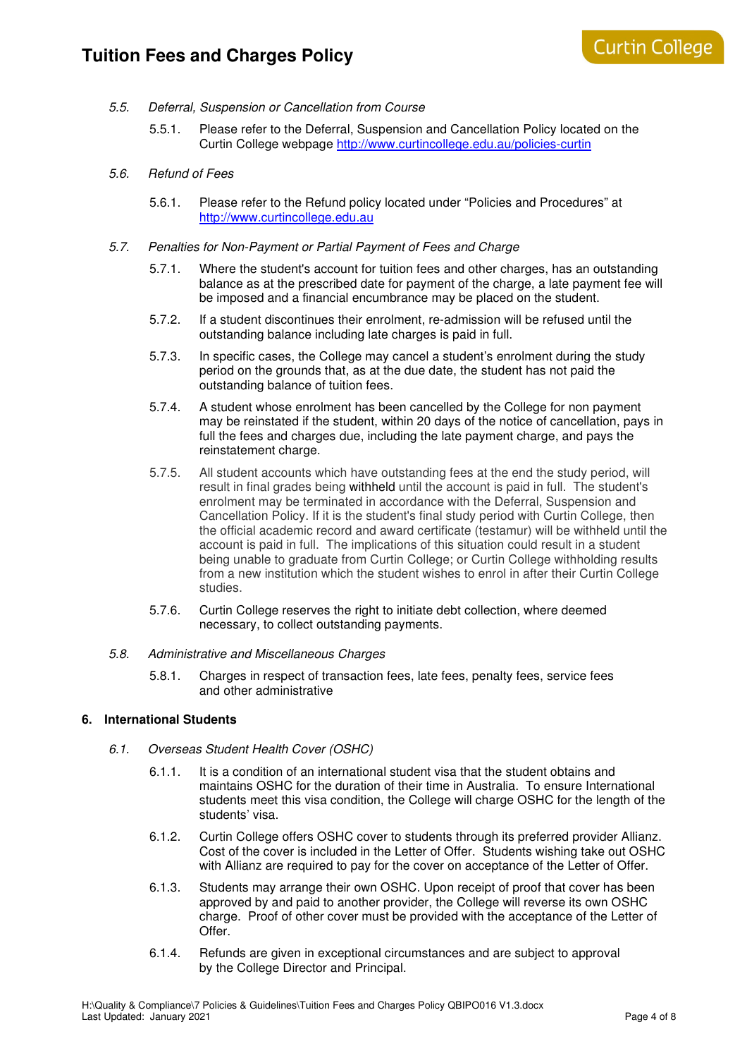*5.5. Deferral, Suspension or Cancellation from Course*

5.5.1. Please refer to the Deferral, Suspension and Cancellation Policy located on the Curtin College webpage http://www.curtincollege.edu.au/policies-curtin

*5.6. Refund of Fees*

5.6.1. Please refer to the Refund policy located under "Policies and Procedures" at http://www.curtincollege.edu.au

*5.7. Penalties for Non-Payment or Partial Payment of Fees and Charge*

5.7.1. Where the student's account for tuition fees and other charges, has an outstanding balance as at the prescribed date for payment of the charge, a late payment fee will be imposed and a financial encumbrance may be placed on the student.

5.7.2. If a student discontinues their enrolment, re-admission will be refused until the outstanding balance including late charges is paid in full.

5.7.3. In specific cases, the College may cancel a student's enrolment during the study period on the grounds that, as at the due date, the student has not paid the outstanding balance of tuition fees.

5.7.4. A student whose enrolment has been cancelled by the College for non payment may be reinstated if the student, within 20 days of the notice of cancellation, pays in full the fees and charges due, including the late payment charge, and pays the reinstatement charge.

5.7.5. All student accounts which have outstanding fees at the end the study period, will result in final grades being withheld until the account is paid in full. The student's enrolment may be terminated in accordance with the Deferral, Suspension and Cancellation Policy. If it is the student's final study period with Curtin College, then the official academic record and award certificate (testamur) will be withheld until the account is paid in full. The implications of this situation could result in a student being unable to graduate from Curtin College; or Curtin College withholding results from a new institution which the student wishes to enrol in after their Curtin College studies.

5.7.6. Curtin College reserves the right to initiate debt collection, where deemed necessary, to collect outstanding payments.

*5.8. Administrative and Miscellaneous Charges*

5.8.1. Charges in respect of transaction fees, late fees, penalty fees, service fees and other administrative

## 6. International Students

*6.1. Overseas Student Health Cover (OSHC)*

6.1.1. It is a condition of an international student visa that the student obtains and maintains OSHC for the duration of their time in Australia. To ensure International students meet this visa condition, the College will charge OSHC for the length of the students' visa.

6.1.2. Curtin College offers OSHC cover to students through its preferred provider Allianz. Cost of the cover is included in the Letter of Offer. Students wishing take out OSHC with Allianz are required to pay for the cover on acceptance of the Letter of Offer.

6.1.3. Students may arrange their own OSHC. Upon receipt of proof that cover has been approved by and paid to another provider, the College will reverse its own OSHC charge. Proof of other cover must be provided with the acceptance of the Letter of Offer.

6.1.4. Refunds are given in exceptional circumstances and are subject to approval by the College Director and Principal.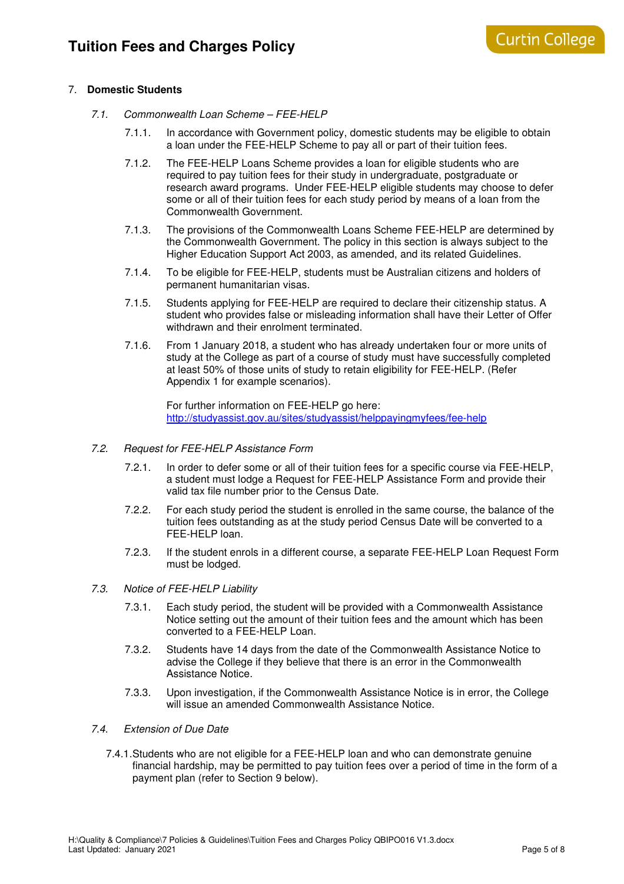## 7. Domestic Students

### *7.1. Commonwealth Loan Scheme – FEE-HELP*

7.1.1. In accordance with Government policy, domestic students may be eligible to obtain a loan under the FEE-HELP Scheme to pay all or part of their tuition fees.

7.1.2. The FEE-HELP Loans Scheme provides a loan for eligible students who are required to pay tuition fees for their study in undergraduate, postgraduate or research award programs. Under FEE-HELP eligible students may choose to defer some or all of their tuition fees for each study period by means of a loan from the Commonwealth Government.

7.1.3. The provisions of the Commonwealth Loans Scheme FEE-HELP are determined by the Commonwealth Government. The policy in this section is always subject to the Higher Education Support Act 2003, as amended, and its related Guidelines.

7.1.4. To be eligible for FEE-HELP, students must be Australian citizens and holders of permanent humanitarian visas.

7.1.5. Students applying for FEE-HELP are required to declare their citizenship status. A student who provides false or misleading information shall have their Letter of Offer withdrawn and their enrolment terminated.

7.1.6. From 1 January 2018, a student who has already undertaken four or more units of study at the College as part of a course of study must have successfully completed at least 50% of those units of study to retain eligibility for FEE-HELP. (Refer Appendix 1 for example scenarios).

For further information on FEE-HELP go here: [http://studyassist.gov.au/sites/studyassist/helppayingmyfees/fee-help](http://studyassist.gov.au/sites/studyassist/helppayingmyfees/fee-help)

### *7.2. Request for FEE-HELP Assistance Form*

7.2.1. In order to defer some or all of their tuition fees for a specific course via FEE-HELP, a student must lodge a Request for FEE-HELP Assistance Form and provide their valid tax file number prior to the Census Date.

7.2.2. For each study period the student is enrolled in the same course, the balance of the tuition fees outstanding as at the study period Census Date will be converted to a FEE-HELP loan.

7.2.3. If the student enrols in a different course, a separate FEE-HELP Loan Request Form must be lodged.

### *7.3. Notice of FEE-HELP Liability*

7.3.1. Each study period, the student will be provided with a Commonwealth Assistance Notice setting out the amount of their tuition fees and the amount which has been converted to a FEE-HELP Loan.

7.3.2. Students have 14 days from the date of the Commonwealth Assistance Notice to advise the College if they believe that there is an error in the Commonwealth Assistance Notice.

7.3.3. Upon investigation, if the Commonwealth Assistance Notice is in error, the College will issue an amended Commonwealth Assistance Notice.

### *7.4. Extension of Due Date*

7.4.1. Students who are not eligible for a FEE-HELP loan and who can demonstrate genuine financial hardship, may be permitted to pay tuition fees over a period of time in the form of a payment plan (refer to Section 9 below).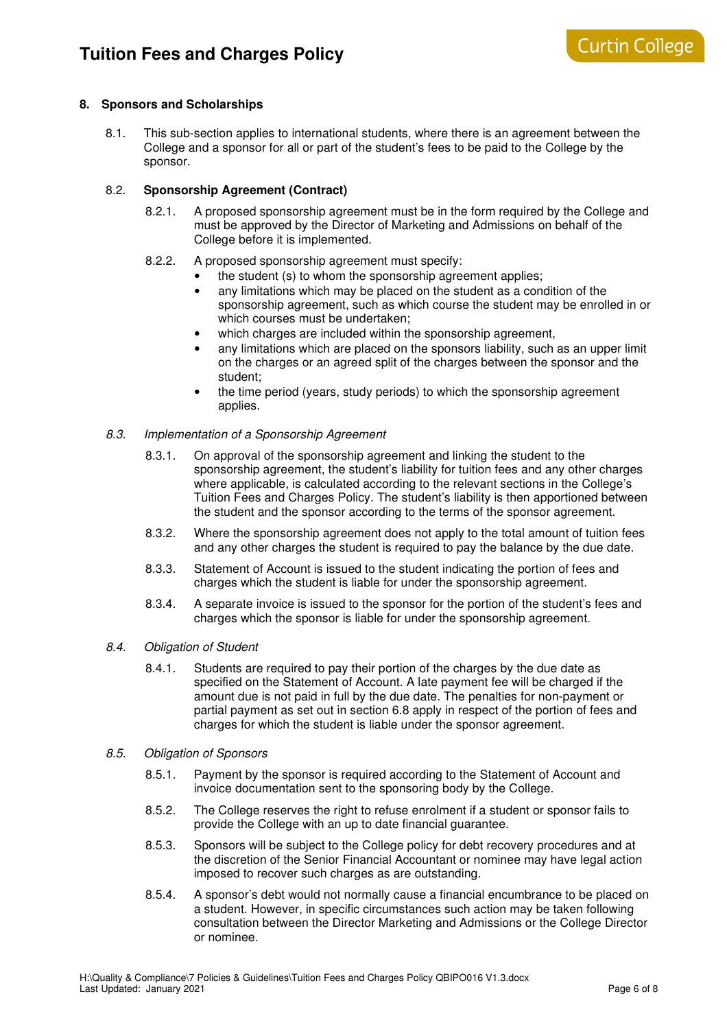## 8. Sponsors and Scholarships

8.1. This sub-section applies to international students, where there is an agreement between the College and a sponsor for all or part of the student's fees to be paid to the College by the sponsor.

### 8.2. Sponsorship Agreement (Contract)

8.2.1. A proposed sponsorship agreement must be in the form required by the College and must be approved by the Director of Marketing and Admissions on behalf of the College before it is implemented.

8.2.2. A proposed sponsorship agreement must specify:

- the student (s) to whom the sponsorship agreement applies;
- any limitations which may be placed on the student as a condition of the sponsorship agreement, such as which course the student may be enrolled in or which courses must be undertaken;
- which charges are included within the sponsorship agreement,
- any limitations which are placed on the sponsors liability, such as an upper limit on the charges or an agreed split of the charges between the sponsor and the student;
- the time period (years, study periods) to which the sponsorship agreement applies.

### *8.3. Implementation of a Sponsorship Agreement*

8.3.1. On approval of the sponsorship agreement and linking the student to the sponsorship agreement, the student's liability for tuition fees and any other charges where applicable, is calculated according to the relevant sections in the College's Tuition Fees and Charges Policy. The student's liability is then apportioned between the student and the sponsor according to the terms of the sponsor agreement.

8.3.2. Where the sponsorship agreement does not apply to the total amount of tuition fees and any other charges the student is required to pay the balance by the due date.

8.3.3. Statement of Account is issued to the student indicating the portion of fees and charges which the student is liable for under the sponsorship agreement.

8.3.4. A separate invoice is issued to the sponsor for the portion of the student's fees and charges which the sponsor is liable for under the sponsorship agreement.

### *8.4. Obligation of Student*

8.4.1. Students are required to pay their portion of the charges by the due date as specified on the Statement of Account. A late payment fee will be charged if the amount due is not paid in full by the due date. The penalties for non-payment or partial payment as set out in section 6.8 apply in respect of the portion of fees and charges for which the student is liable under the sponsor agreement.

### *8.5. Obligation of Sponsors*

8.5.1. Payment by the sponsor is required according to the Statement of Account and invoice documentation sent to the sponsoring body by the College.

8.5.2. The College reserves the right to refuse enrolment if a student or sponsor fails to provide the College with an up to date financial guarantee.

8.5.3. Sponsors will be subject to the College policy for debt recovery procedures and at the discretion of the Senior Financial Accountant or nominee may have legal action imposed to recover such charges as are outstanding.

8.5.4. A sponsor's debt would not normally cause a financial encumbrance to be placed on a student. However, in specific circumstances such action may be taken following consultation between the Director Marketing and Admissions or the College Director or nominee.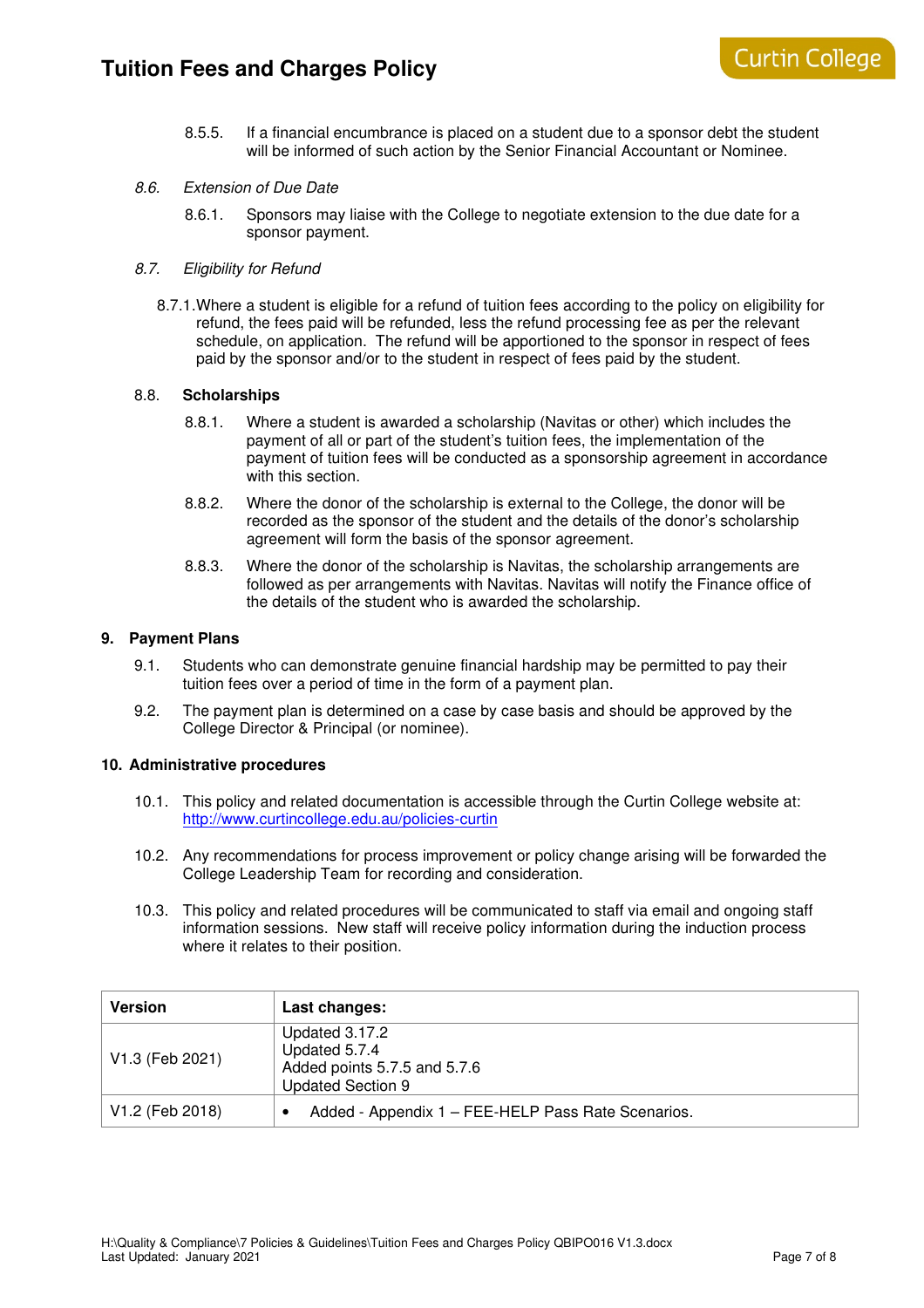8.5.5. If a financial encumbrance is placed on a student due to a sponsor debt the student will be informed of such action by the Senior Financial Accountant or Nominee.

*8.6. Extension of Due Date*

8.6.1. Sponsors may liaise with the College to negotiate extension to the due date for a sponsor payment.

*8.7. Eligibility for Refund*

8.7.1. Where a student is eligible for a refund of tuition fees according to the policy on eligibility for refund, the fees paid will be refunded, less the refund processing fee as per the relevant schedule, on application. The refund will be apportioned to the sponsor in respect of fees paid by the sponsor and/or to the student in respect of fees paid by the student.

**8.8. Scholarships**

8.8.1. Where a student is awarded a scholarship (Navitas or other) which includes the payment of all or part of the student's tuition fees, the implementation of the payment of tuition fees will be conducted as a sponsorship agreement in accordance with this section.

8.8.2. Where the donor of the scholarship is external to the College, the donor will be recorded as the sponsor of the student and the details of the donor's scholarship agreement will form the basis of the sponsor agreement.

8.8.3. Where the donor of the scholarship is Navitas, the scholarship arrangements are followed as per arrangements with Navitas. Navitas will notify the Finance office of the details of the student who is awarded the scholarship.

## 9. Payment Plans

9.1. Students who can demonstrate genuine financial hardship may be permitted to pay their tuition fees over a period of time in the form of a payment plan.

9.2. The payment plan is determined on a case by case basis and should be approved by the College Director & Principal (or nominee).

## 10. Administrative procedures

10.1. This policy and related documentation is accessible through the Curtin College website at: [http://www.curtincollege.edu.au/policies-curtin](http://www.curtincollege.edu.au/policies-curtin)

10.2. Any recommendations for process improvement or policy change arising will be forwarded the College Leadership Team for recording and consideration.

10.3. This policy and related procedures will be communicated to staff via email and ongoing staff information sessions. New staff will receive policy information during the induction process where it relates to their position.

| Version | Last changes: |
|---|---|
| V1.3 (Feb 2021) | Updated 3.17.2<br>Updated 5.7.4<br>Added points 5.7.5 and 5.7.6<br>Updated Section 9 |
| V1.2 (Feb 2018) | • Added - Appendix 1 – FEE-HELP Pass Rate Scenarios. |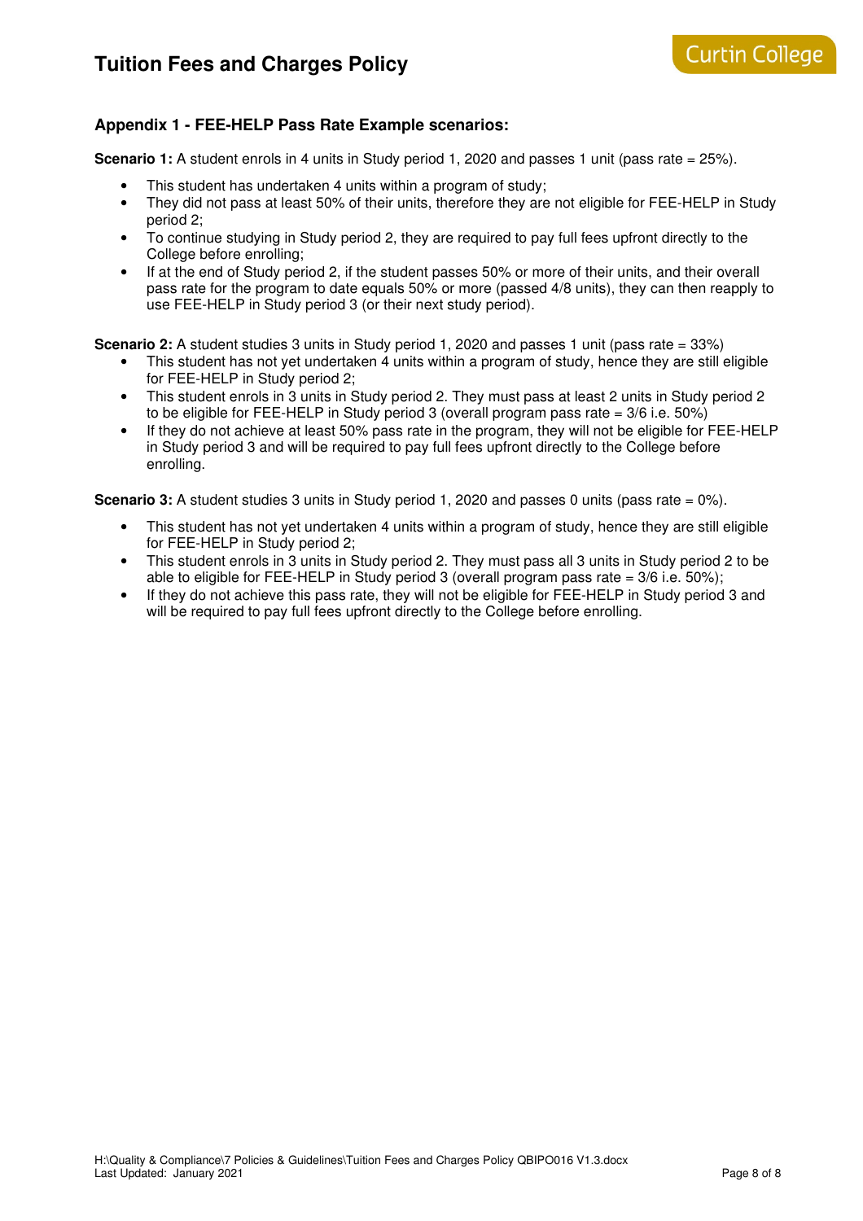### Appendix 1 - FEE-HELP Pass Rate Example scenarios:

**Scenario 1:** A student enrols in 4 units in Study period 1, 2020 and passes 1 unit (pass rate = 25%).

- This student has undertaken 4 units within a program of study;
- They did not pass at least 50% of their units, therefore they are not eligible for FEE-HELP in Study period 2;
- To continue studying in Study period 2, they are required to pay full fees upfront directly to the College before enrolling;
- If at the end of Study period 2, if the student passes 50% or more of their units, and their overall pass rate for the program to date equals 50% or more (passed 4/8 units), they can then reapply to use FEE-HELP in Study period 3 (or their next study period).

**Scenario 2:** A student studies 3 units in Study period 1, 2020 and passes 1 unit (pass rate = 33%)

- This student has not yet undertaken 4 units within a program of study, hence they are still eligible for FEE-HELP in Study period 2;
- This student enrols in 3 units in Study period 2. They must pass at least 2 units in Study period 2 to be eligible for FEE-HELP in Study period 3 (overall program pass rate = 3/6 i.e. 50%)
- If they do not achieve at least 50% pass rate in the program, they will not be eligible for FEE-HELP in Study period 3 and will be required to pay full fees upfront directly to the College before enrolling.

**Scenario 3:** A student studies 3 units in Study period 1, 2020 and passes 0 units (pass rate = 0%).

- This student has not yet undertaken 4 units within a program of study, hence they are still eligible for FEE-HELP in Study period 2;
- This student enrols in 3 units in Study period 2. They must pass all 3 units in Study period 2 to be able to eligible for FEE-HELP in Study period 3 (overall program pass rate = 3/6 i.e. 50%);
- If they do not achieve this pass rate, they will not be eligible for FEE-HELP in Study period 3 and will be required to pay full fees upfront directly to the College before enrolling.